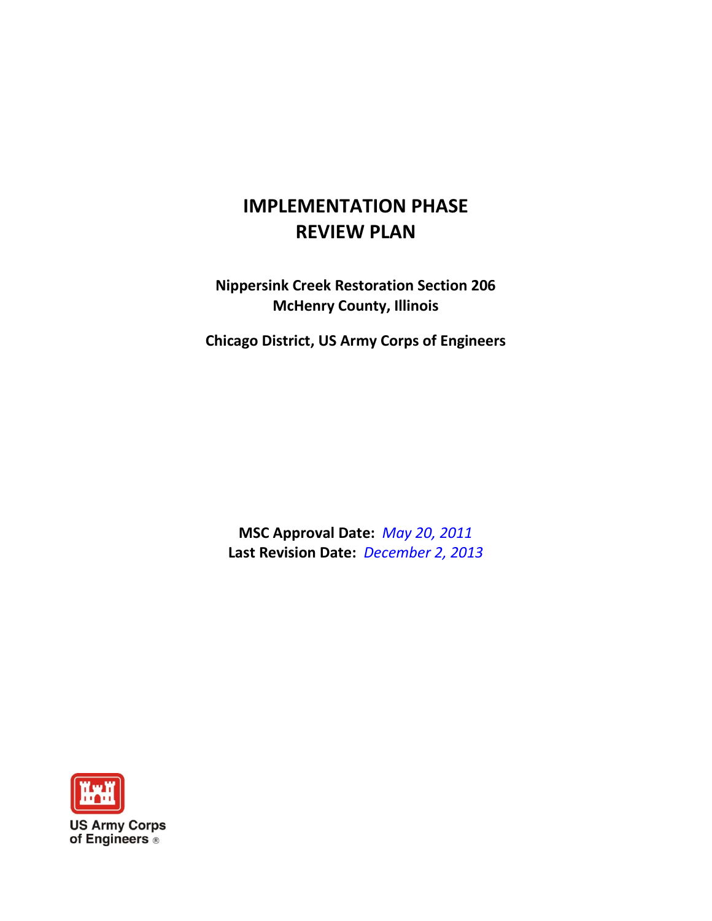# IMPLEMENTATION PHASE REVIEW PLAN

**Nippersink Creek Restoration Section 206**
**McHenry County, Illinois**

**Chicago District, US Army Corps of Engineers**

**MSC Approval Date:** *May 20, 2011*
**Last Revision Date:** *December 2, 2013*

US Army Corps of Engineers®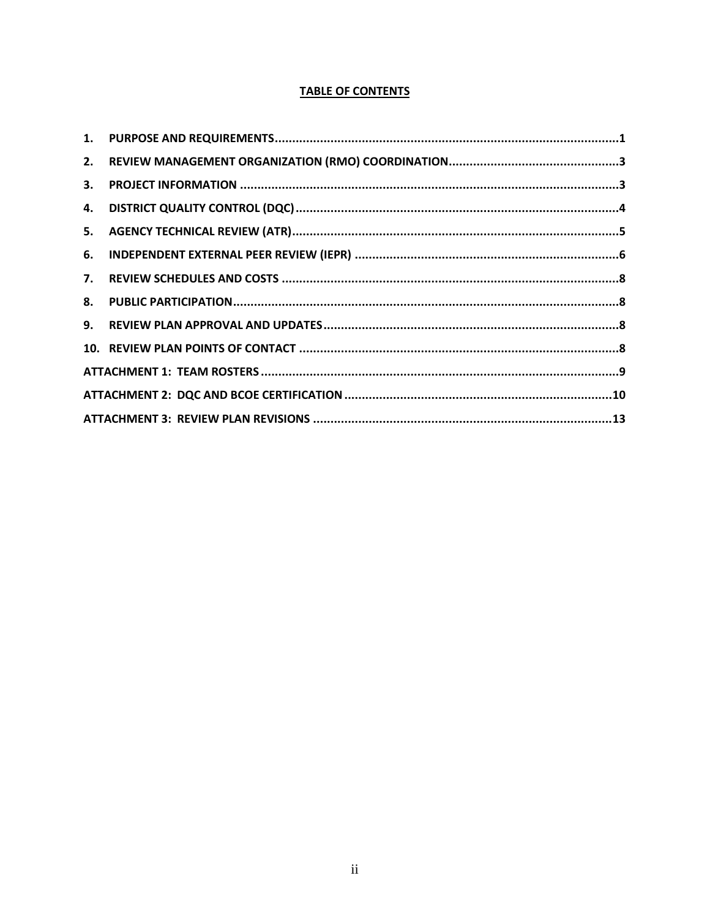## TABLE OF CONTENTS

1. PURPOSE AND REQUIREMENTS....................1
2. REVIEW MANAGEMENT ORGANIZATION (RMO) COORDINATION....................3
3. PROJECT INFORMATION....................3
4. DISTRICT QUALITY CONTROL (DQC)....................4
5. AGENCY TECHNICAL REVIEW (ATR)....................5
6. INDEPENDENT EXTERNAL PEER REVIEW (IEPR)....................6
7. REVIEW SCHEDULES AND COSTS....................8
8. PUBLIC PARTICIPATION....................8
9. REVIEW PLAN APPROVAL AND UPDATES....................8
10. REVIEW PLAN POINTS OF CONTACT....................8

ATTACHMENT 1: TEAM ROSTERS....................9

ATTACHMENT 2: DQC AND BCOE CERTIFICATION....................10

ATTACHMENT 3: REVIEW PLAN REVISIONS....................13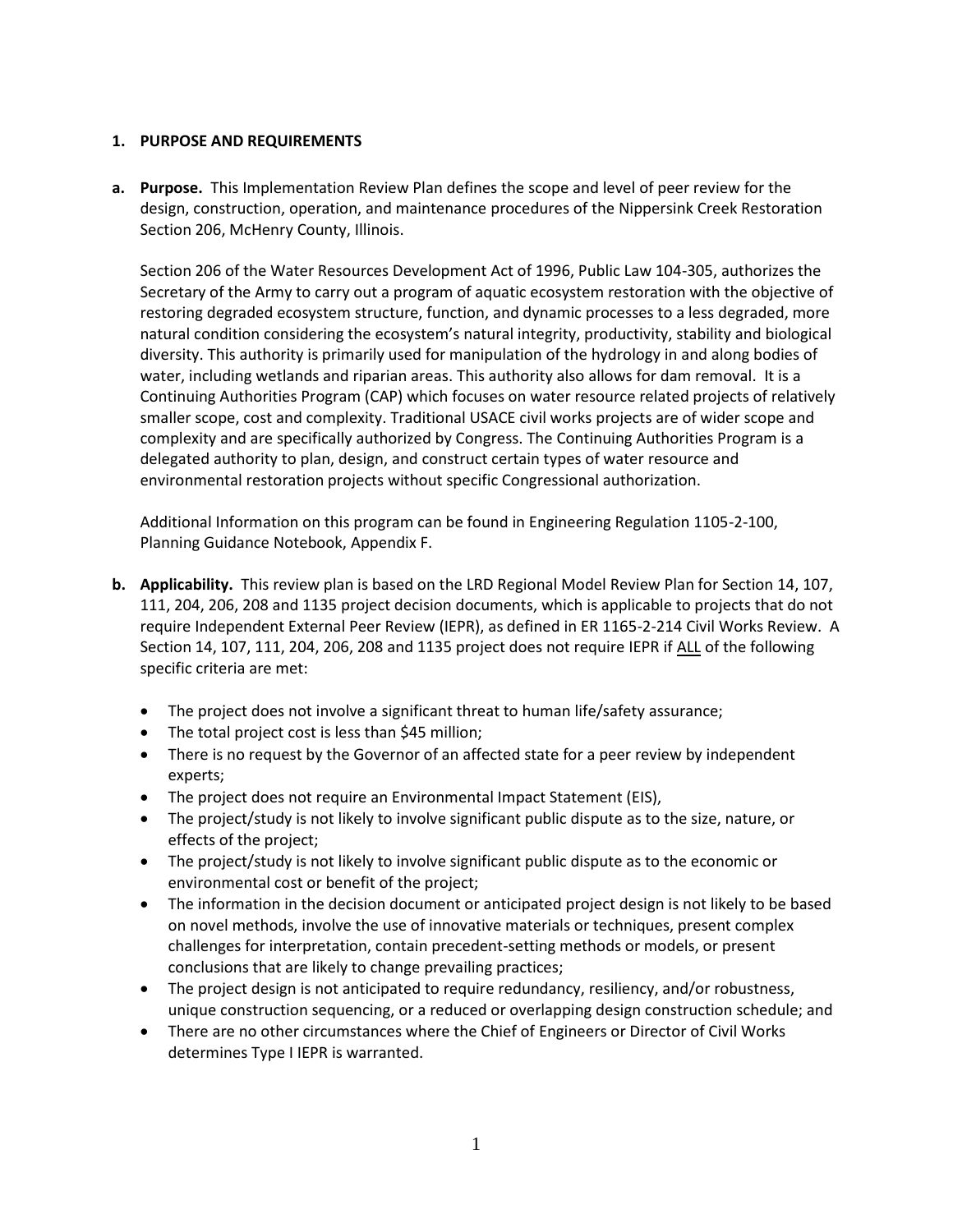## 1. PURPOSE AND REQUIREMENTS

**a. Purpose.** This Implementation Review Plan defines the scope and level of peer review for the design, construction, operation, and maintenance procedures of the Nippersink Creek Restoration Section 206, McHenry County, Illinois.

Section 206 of the Water Resources Development Act of 1996, Public Law 104-305, authorizes the Secretary of the Army to carry out a program of aquatic ecosystem restoration with the objective of restoring degraded ecosystem structure, function, and dynamic processes to a less degraded, more natural condition considering the ecosystem's natural integrity, productivity, stability and biological diversity. This authority is primarily used for manipulation of the hydrology in and along bodies of water, including wetlands and riparian areas. This authority also allows for dam removal. It is a Continuing Authorities Program (CAP) which focuses on water resource related projects of relatively smaller scope, cost and complexity. Traditional USACE civil works projects are of wider scope and complexity and are specifically authorized by Congress. The Continuing Authorities Program is a delegated authority to plan, design, and construct certain types of water resource and environmental restoration projects without specific Congressional authorization.

Additional Information on this program can be found in Engineering Regulation 1105-2-100, Planning Guidance Notebook, Appendix F.

**b. Applicability.** This review plan is based on the LRD Regional Model Review Plan for Section 14, 107, 111, 204, 206, 208 and 1135 project decision documents, which is applicable to projects that do not require Independent External Peer Review (IEPR), as defined in ER 1165-2-214 Civil Works Review. A Section 14, 107, 111, 204, 206, 208 and 1135 project does not require IEPR if ALL of the following specific criteria are met:

- The project does not involve a significant threat to human life/safety assurance;
- The total project cost is less than $45 million;
- There is no request by the Governor of an affected state for a peer review by independent experts;
- The project does not require an Environmental Impact Statement (EIS),
- The project/study is not likely to involve significant public dispute as to the size, nature, or effects of the project;
- The project/study is not likely to involve significant public dispute as to the economic or environmental cost or benefit of the project;
- The information in the decision document or anticipated project design is not likely to be based on novel methods, involve the use of innovative materials or techniques, present complex challenges for interpretation, contain precedent-setting methods or models, or present conclusions that are likely to change prevailing practices;
- The project design is not anticipated to require redundancy, resiliency, and/or robustness, unique construction sequencing, or a reduced or overlapping design construction schedule; and
- There are no other circumstances where the Chief of Engineers or Director of Civil Works determines Type I IEPR is warranted.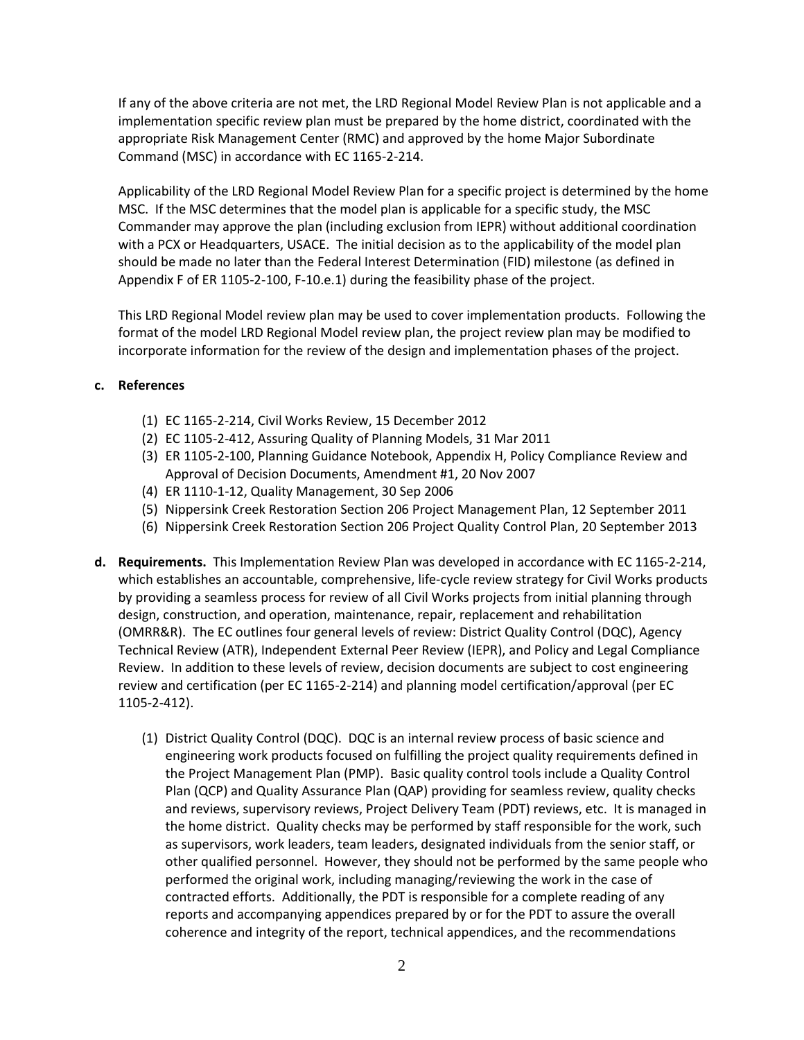If any of the above criteria are not met, the LRD Regional Model Review Plan is not applicable and a implementation specific review plan must be prepared by the home district, coordinated with the appropriate Risk Management Center (RMC) and approved by the home Major Subordinate Command (MSC) in accordance with EC 1165-2-214.

Applicability of the LRD Regional Model Review Plan for a specific project is determined by the home MSC. If the MSC determines that the model plan is applicable for a specific study, the MSC Commander may approve the plan (including exclusion from IEPR) without additional coordination with a PCX or Headquarters, USACE. The initial decision as to the applicability of the model plan should be made no later than the Federal Interest Determination (FID) milestone (as defined in Appendix F of ER 1105-2-100, F-10.e.1) during the feasibility phase of the project.

This LRD Regional Model review plan may be used to cover implementation products. Following the format of the model LRD Regional Model review plan, the project review plan may be modified to incorporate information for the review of the design and implementation phases of the project.

**c. References**

(1) EC 1165-2-214, Civil Works Review, 15 December 2012
(2) EC 1105-2-412, Assuring Quality of Planning Models, 31 Mar 2011
(3) ER 1105-2-100, Planning Guidance Notebook, Appendix H, Policy Compliance Review and Approval of Decision Documents, Amendment #1, 20 Nov 2007
(4) ER 1110-1-12, Quality Management, 30 Sep 2006
(5) Nippersink Creek Restoration Section 206 Project Management Plan, 12 September 2011
(6) Nippersink Creek Restoration Section 206 Project Quality Control Plan, 20 September 2013

**d. Requirements.** This Implementation Review Plan was developed in accordance with EC 1165-2-214, which establishes an accountable, comprehensive, life-cycle review strategy for Civil Works products by providing a seamless process for review of all Civil Works projects from initial planning through design, construction, and operation, maintenance, repair, replacement and rehabilitation (OMRR&R). The EC outlines four general levels of review: District Quality Control (DQC), Agency Technical Review (ATR), Independent External Peer Review (IEPR), and Policy and Legal Compliance Review. In addition to these levels of review, decision documents are subject to cost engineering review and certification (per EC 1165-2-214) and planning model certification/approval (per EC 1105-2-412).

(1) District Quality Control (DQC). DQC is an internal review process of basic science and engineering work products focused on fulfilling the project quality requirements defined in the Project Management Plan (PMP). Basic quality control tools include a Quality Control Plan (QCP) and Quality Assurance Plan (QAP) providing for seamless review, quality checks and reviews, supervisory reviews, Project Delivery Team (PDT) reviews, etc. It is managed in the home district. Quality checks may be performed by staff responsible for the work, such as supervisors, work leaders, team leaders, designated individuals from the senior staff, or other qualified personnel. However, they should not be performed by the same people who performed the original work, including managing/reviewing the work in the case of contracted efforts. Additionally, the PDT is responsible for a complete reading of any reports and accompanying appendices prepared by or for the PDT to assure the overall coherence and integrity of the report, technical appendices, and the recommendations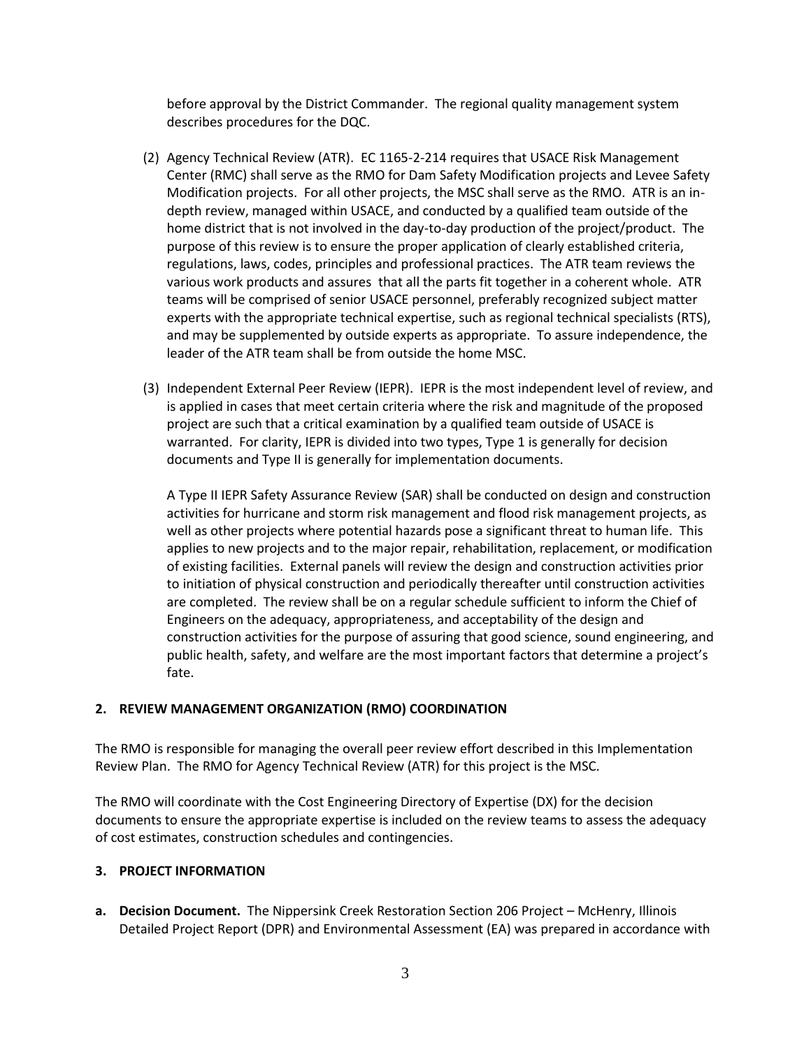before approval by the District Commander. The regional quality management system describes procedures for the DQC.

(2) Agency Technical Review (ATR). EC 1165-2-214 requires that USACE Risk Management Center (RMC) shall serve as the RMO for Dam Safety Modification projects and Levee Safety Modification projects. For all other projects, the MSC shall serve as the RMO. ATR is an in-depth review, managed within USACE, and conducted by a qualified team outside of the home district that is not involved in the day-to-day production of the project/product. The purpose of this review is to ensure the proper application of clearly established criteria, regulations, laws, codes, principles and professional practices. The ATR team reviews the various work products and assures that all the parts fit together in a coherent whole. ATR teams will be comprised of senior USACE personnel, preferably recognized subject matter experts with the appropriate technical expertise, such as regional technical specialists (RTS), and may be supplemented by outside experts as appropriate. To assure independence, the leader of the ATR team shall be from outside the home MSC.

(3) Independent External Peer Review (IEPR). IEPR is the most independent level of review, and is applied in cases that meet certain criteria where the risk and magnitude of the proposed project are such that a critical examination by a qualified team outside of USACE is warranted. For clarity, IEPR is divided into two types, Type 1 is generally for decision documents and Type II is generally for implementation documents.

A Type II IEPR Safety Assurance Review (SAR) shall be conducted on design and construction activities for hurricane and storm risk management and flood risk management projects, as well as other projects where potential hazards pose a significant threat to human life. This applies to new projects and to the major repair, rehabilitation, replacement, or modification of existing facilities. External panels will review the design and construction activities prior to initiation of physical construction and periodically thereafter until construction activities are completed. The review shall be on a regular schedule sufficient to inform the Chief of Engineers on the adequacy, appropriateness, and acceptability of the design and construction activities for the purpose of assuring that good science, sound engineering, and public health, safety, and welfare are the most important factors that determine a project's fate.

## 2. REVIEW MANAGEMENT ORGANIZATION (RMO) COORDINATION

The RMO is responsible for managing the overall peer review effort described in this Implementation Review Plan. The RMO for Agency Technical Review (ATR) for this project is the MSC.

The RMO will coordinate with the Cost Engineering Directory of Expertise (DX) for the decision documents to ensure the appropriate expertise is included on the review teams to assess the adequacy of cost estimates, construction schedules and contingencies.

## 3. PROJECT INFORMATION

**a. Decision Document.** The Nippersink Creek Restoration Section 206 Project – McHenry, Illinois Detailed Project Report (DPR) and Environmental Assessment (EA) was prepared in accordance with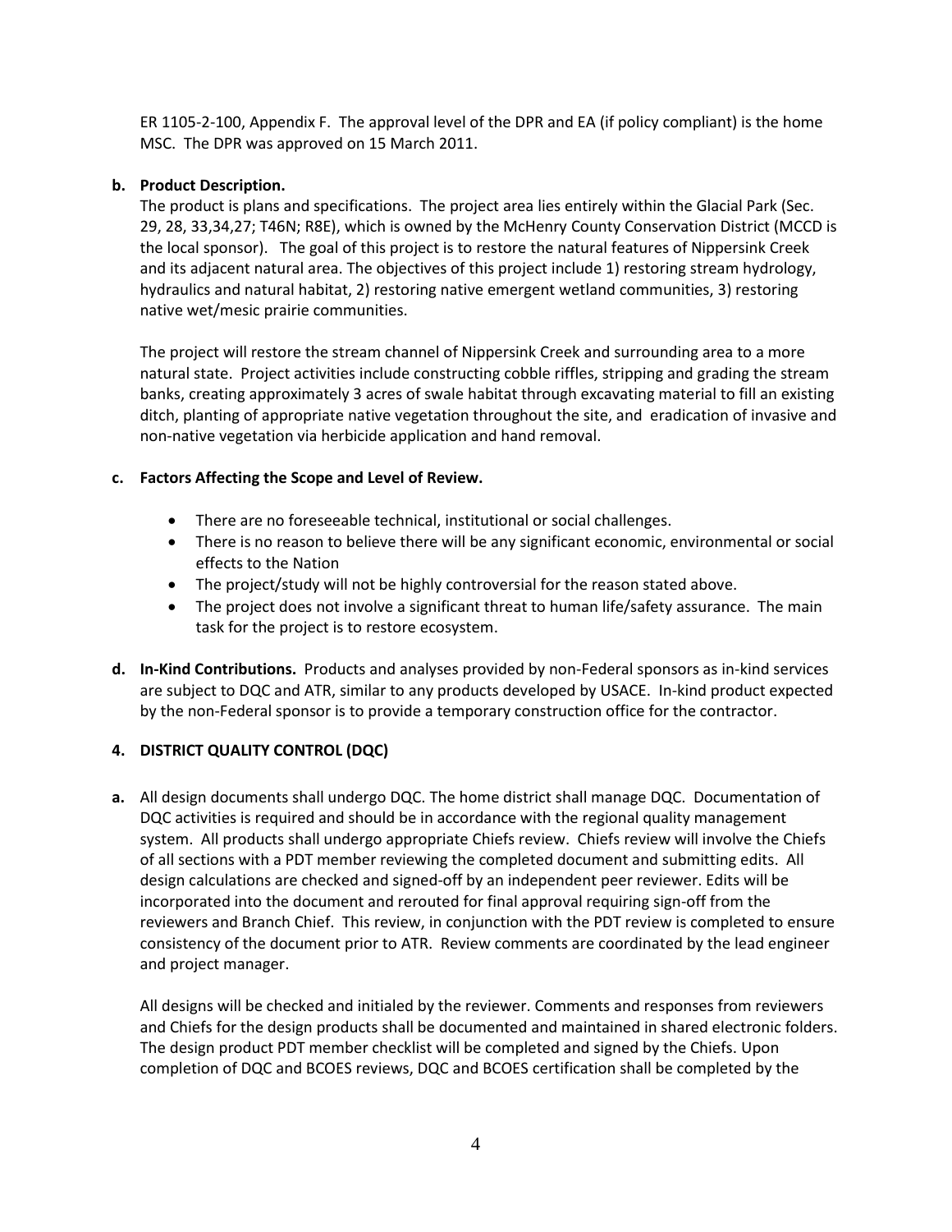ER 1105-2-100, Appendix F. The approval level of the DPR and EA (if policy compliant) is the home MSC. The DPR was approved on 15 March 2011.

**b. Product Description.**

The product is plans and specifications. The project area lies entirely within the Glacial Park (Sec. 29, 28, 33,34,27; T46N; R8E), which is owned by the McHenry County Conservation District (MCCD is the local sponsor). The goal of this project is to restore the natural features of Nippersink Creek and its adjacent natural area. The objectives of this project include 1) restoring stream hydrology, hydraulics and natural habitat, 2) restoring native emergent wetland communities, 3) restoring native wet/mesic prairie communities.

The project will restore the stream channel of Nippersink Creek and surrounding area to a more natural state. Project activities include constructing cobble riffles, stripping and grading the stream banks, creating approximately 3 acres of swale habitat through excavating material to fill an existing ditch, planting of appropriate native vegetation throughout the site, and eradication of invasive and non-native vegetation via herbicide application and hand removal.

**c. Factors Affecting the Scope and Level of Review.**

- There are no foreseeable technical, institutional or social challenges.
- There is no reason to believe there will be any significant economic, environmental or social effects to the Nation
- The project/study will not be highly controversial for the reason stated above.
- The project does not involve a significant threat to human life/safety assurance. The main task for the project is to restore ecosystem.

**d. In-Kind Contributions.** Products and analyses provided by non-Federal sponsors as in-kind services are subject to DQC and ATR, similar to any products developed by USACE. In-kind product expected by the non-Federal sponsor is to provide a temporary construction office for the contractor.

## 4. DISTRICT QUALITY CONTROL (DQC)

**a.** All design documents shall undergo DQC. The home district shall manage DQC. Documentation of DQC activities is required and should be in accordance with the regional quality management system. All products shall undergo appropriate Chiefs review. Chiefs review will involve the Chiefs of all sections with a PDT member reviewing the completed document and submitting edits. All design calculations are checked and signed-off by an independent peer reviewer. Edits will be incorporated into the document and rerouted for final approval requiring sign-off from the reviewers and Branch Chief. This review, in conjunction with the PDT review is completed to ensure consistency of the document prior to ATR. Review comments are coordinated by the lead engineer and project manager.

All designs will be checked and initialed by the reviewer. Comments and responses from reviewers and Chiefs for the design products shall be documented and maintained in shared electronic folders. The design product PDT member checklist will be completed and signed by the Chiefs. Upon completion of DQC and BCOES reviews, DQC and BCOES certification shall be completed by the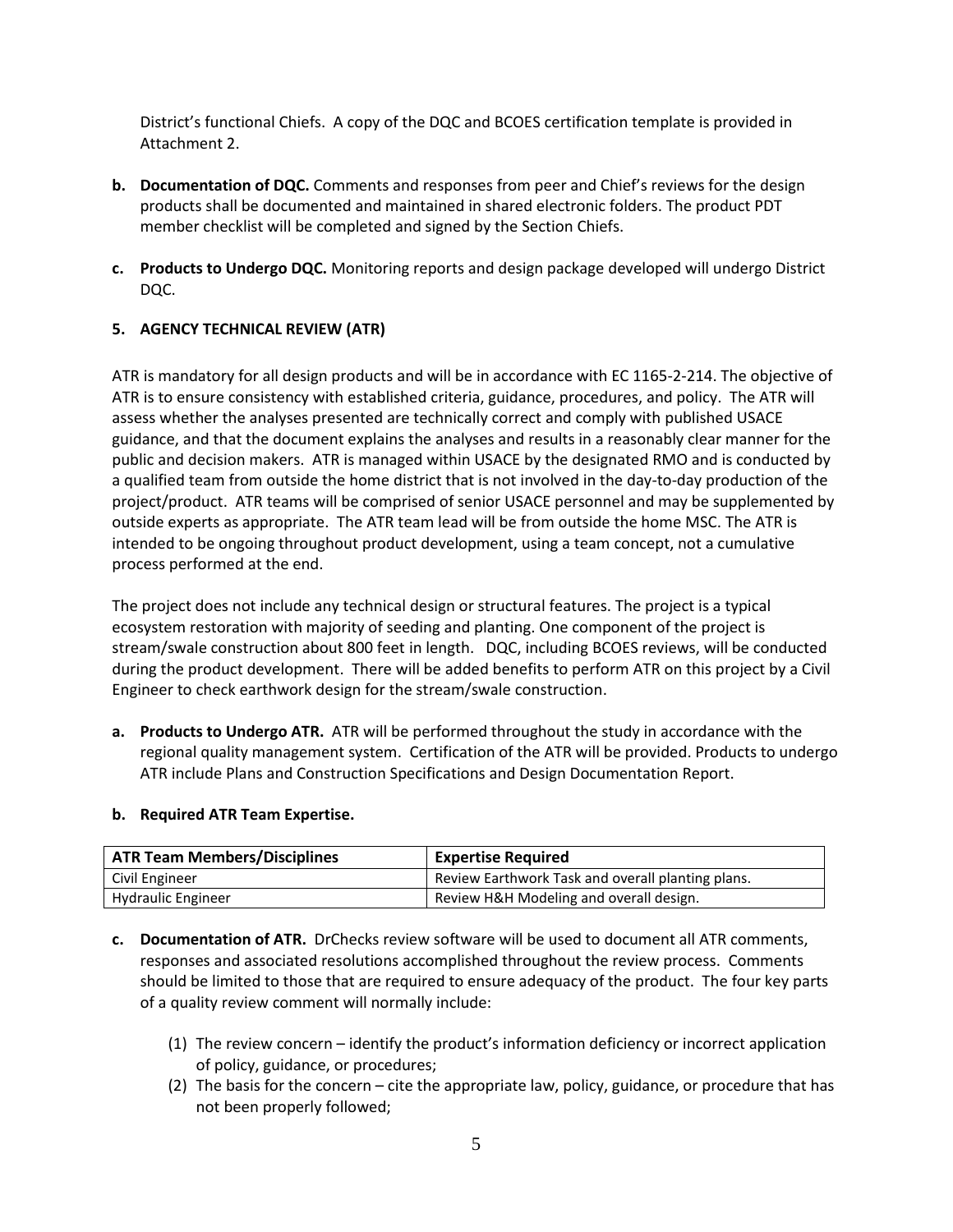District's functional Chiefs. A copy of the DQC and BCOES certification template is provided in Attachment 2.

**b. Documentation of DQC.** Comments and responses from peer and Chief's reviews for the design products shall be documented and maintained in shared electronic folders. The product PDT member checklist will be completed and signed by the Section Chiefs.

**c. Products to Undergo DQC.** Monitoring reports and design package developed will undergo District DQC.

## 5. AGENCY TECHNICAL REVIEW (ATR)

ATR is mandatory for all design products and will be in accordance with EC 1165-2-214. The objective of ATR is to ensure consistency with established criteria, guidance, procedures, and policy. The ATR will assess whether the analyses presented are technically correct and comply with published USACE guidance, and that the document explains the analyses and results in a reasonably clear manner for the public and decision makers. ATR is managed within USACE by the designated RMO and is conducted by a qualified team from outside the home district that is not involved in the day-to-day production of the project/product. ATR teams will be comprised of senior USACE personnel and may be supplemented by outside experts as appropriate. The ATR team lead will be from outside the home MSC. The ATR is intended to be ongoing throughout product development, using a team concept, not a cumulative process performed at the end.

The project does not include any technical design or structural features. The project is a typical ecosystem restoration with majority of seeding and planting. One component of the project is stream/swale construction about 800 feet in length. DQC, including BCOES reviews, will be conducted during the product development. There will be added benefits to perform ATR on this project by a Civil Engineer to check earthwork design for the stream/swale construction.

**a. Products to Undergo ATR.** ATR will be performed throughout the study in accordance with the regional quality management system. Certification of the ATR will be provided. Products to undergo ATR include Plans and Construction Specifications and Design Documentation Report.

**b. Required ATR Team Expertise.**

| ATR Team Members/Disciplines | Expertise Required |
|---|---|
| Civil Engineer | Review Earthwork Task and overall planting plans. |
| Hydraulic Engineer | Review H&H Modeling and overall design. |

**c. Documentation of ATR.** DrChecks review software will be used to document all ATR comments, responses and associated resolutions accomplished throughout the review process. Comments should be limited to those that are required to ensure adequacy of the product. The four key parts of a quality review comment will normally include:

(1) The review concern – identify the product's information deficiency or incorrect application of policy, guidance, or procedures;

(2) The basis for the concern – cite the appropriate law, policy, guidance, or procedure that has not been properly followed;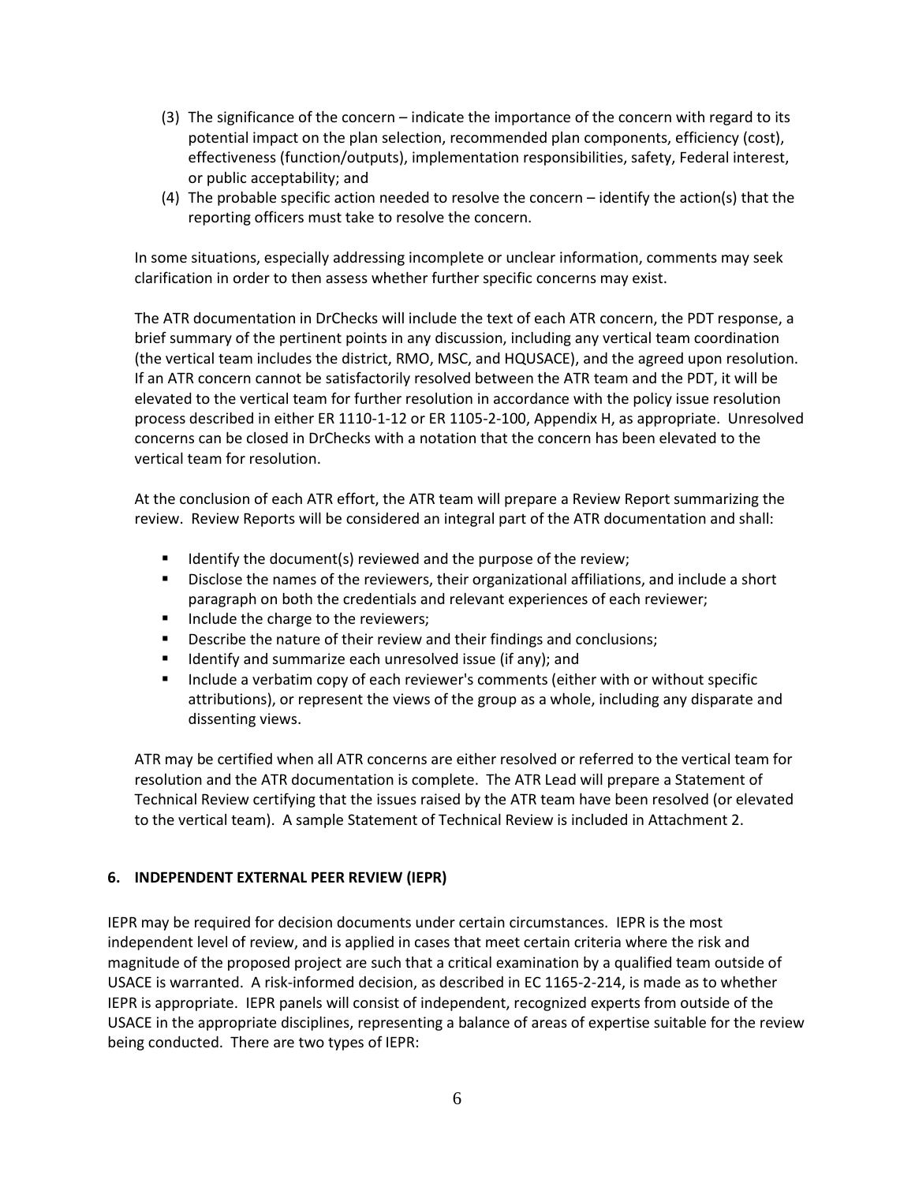(3) The significance of the concern – indicate the importance of the concern with regard to its potential impact on the plan selection, recommended plan components, efficiency (cost), effectiveness (function/outputs), implementation responsibilities, safety, Federal interest, or public acceptability; and
(4) The probable specific action needed to resolve the concern – identify the action(s) that the reporting officers must take to resolve the concern.

In some situations, especially addressing incomplete or unclear information, comments may seek clarification in order to then assess whether further specific concerns may exist.

The ATR documentation in DrChecks will include the text of each ATR concern, the PDT response, a brief summary of the pertinent points in any discussion, including any vertical team coordination (the vertical team includes the district, RMO, MSC, and HQUSACE), and the agreed upon resolution. If an ATR concern cannot be satisfactorily resolved between the ATR team and the PDT, it will be elevated to the vertical team for further resolution in accordance with the policy issue resolution process described in either ER 1110-1-12 or ER 1105-2-100, Appendix H, as appropriate. Unresolved concerns can be closed in DrChecks with a notation that the concern has been elevated to the vertical team for resolution.

At the conclusion of each ATR effort, the ATR team will prepare a Review Report summarizing the review. Review Reports will be considered an integral part of the ATR documentation and shall:

- Identify the document(s) reviewed and the purpose of the review;
- Disclose the names of the reviewers, their organizational affiliations, and include a short paragraph on both the credentials and relevant experiences of each reviewer;
- Include the charge to the reviewers;
- Describe the nature of their review and their findings and conclusions;
- Identify and summarize each unresolved issue (if any); and
- Include a verbatim copy of each reviewer's comments (either with or without specific attributions), or represent the views of the group as a whole, including any disparate and dissenting views.

ATR may be certified when all ATR concerns are either resolved or referred to the vertical team for resolution and the ATR documentation is complete. The ATR Lead will prepare a Statement of Technical Review certifying that the issues raised by the ATR team have been resolved (or elevated to the vertical team). A sample Statement of Technical Review is included in Attachment 2.

## 6. INDEPENDENT EXTERNAL PEER REVIEW (IEPR)

IEPR may be required for decision documents under certain circumstances. IEPR is the most independent level of review, and is applied in cases that meet certain criteria where the risk and magnitude of the proposed project are such that a critical examination by a qualified team outside of USACE is warranted. A risk-informed decision, as described in EC 1165-2-214, is made as to whether IEPR is appropriate. IEPR panels will consist of independent, recognized experts from outside of the USACE in the appropriate disciplines, representing a balance of areas of expertise suitable for the review being conducted. There are two types of IEPR: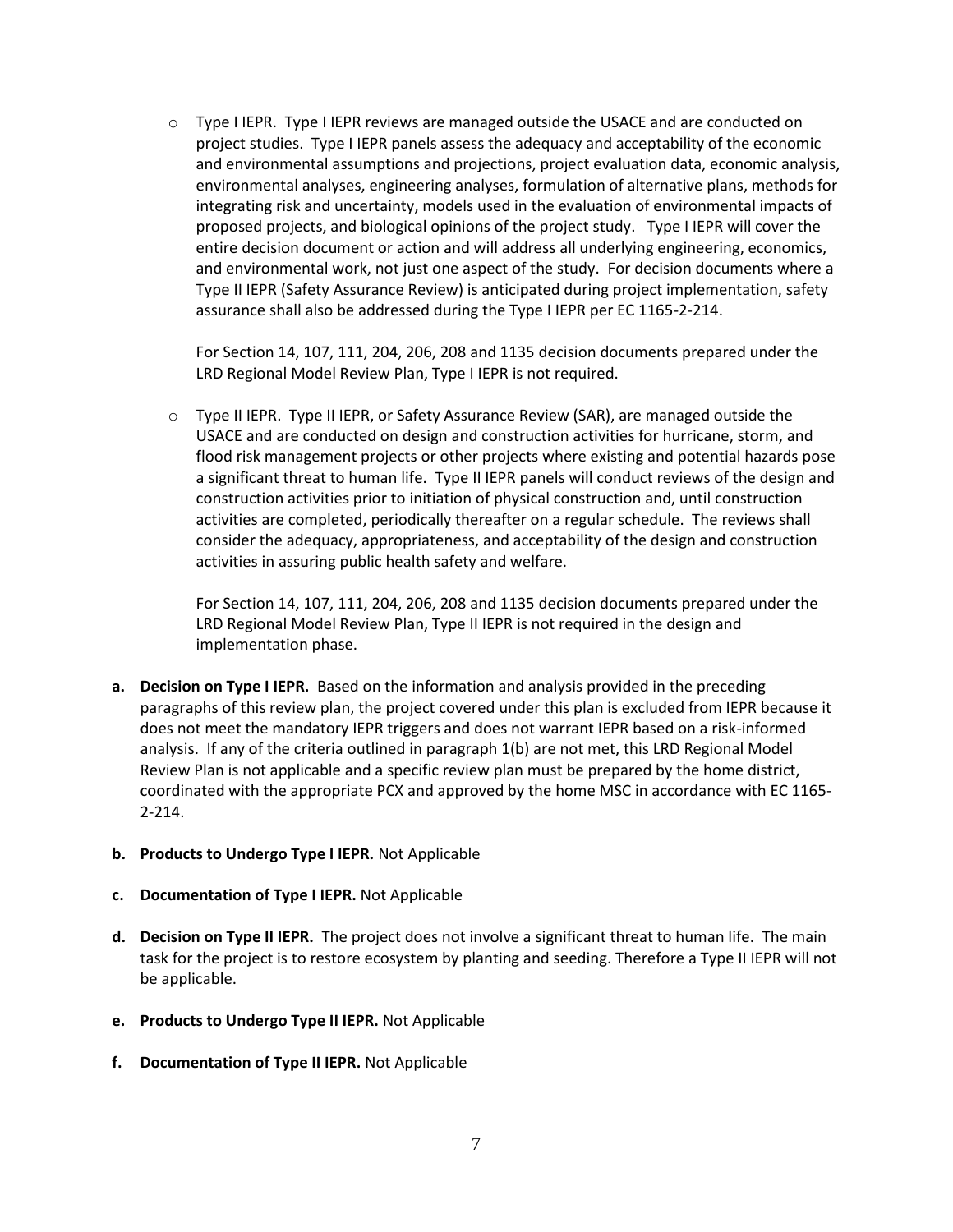- Type I IEPR. Type I IEPR reviews are managed outside the USACE and are conducted on project studies. Type I IEPR panels assess the adequacy and acceptability of the economic and environmental assumptions and projections, project evaluation data, economic analysis, environmental analyses, engineering analyses, formulation of alternative plans, methods for integrating risk and uncertainty, models used in the evaluation of environmental impacts of proposed projects, and biological opinions of the project study. Type I IEPR will cover the entire decision document or action and will address all underlying engineering, economics, and environmental work, not just one aspect of the study. For decision documents where a Type II IEPR (Safety Assurance Review) is anticipated during project implementation, safety assurance shall also be addressed during the Type I IEPR per EC 1165-2-214.

  For Section 14, 107, 111, 204, 206, 208 and 1135 decision documents prepared under the LRD Regional Model Review Plan, Type I IEPR is not required.

- Type II IEPR. Type II IEPR, or Safety Assurance Review (SAR), are managed outside the USACE and are conducted on design and construction activities for hurricane, storm, and flood risk management projects or other projects where existing and potential hazards pose a significant threat to human life. Type II IEPR panels will conduct reviews of the design and construction activities prior to initiation of physical construction and, until construction activities are completed, periodically thereafter on a regular schedule. The reviews shall consider the adequacy, appropriateness, and acceptability of the design and construction activities in assuring public health safety and welfare.

  For Section 14, 107, 111, 204, 206, 208 and 1135 decision documents prepared under the LRD Regional Model Review Plan, Type II IEPR is not required in the design and implementation phase.

**a. Decision on Type I IEPR.** Based on the information and analysis provided in the preceding paragraphs of this review plan, the project covered under this plan is excluded from IEPR because it does not meet the mandatory IEPR triggers and does not warrant IEPR based on a risk-informed analysis. If any of the criteria outlined in paragraph 1(b) are not met, this LRD Regional Model Review Plan is not applicable and a specific review plan must be prepared by the home district, coordinated with the appropriate PCX and approved by the home MSC in accordance with EC 1165-2-214.

**b. Products to Undergo Type I IEPR.** Not Applicable

**c. Documentation of Type I IEPR.** Not Applicable

**d. Decision on Type II IEPR.** The project does not involve a significant threat to human life. The main task for the project is to restore ecosystem by planting and seeding. Therefore a Type II IEPR will not be applicable.

**e. Products to Undergo Type II IEPR.** Not Applicable

**f. Documentation of Type II IEPR.** Not Applicable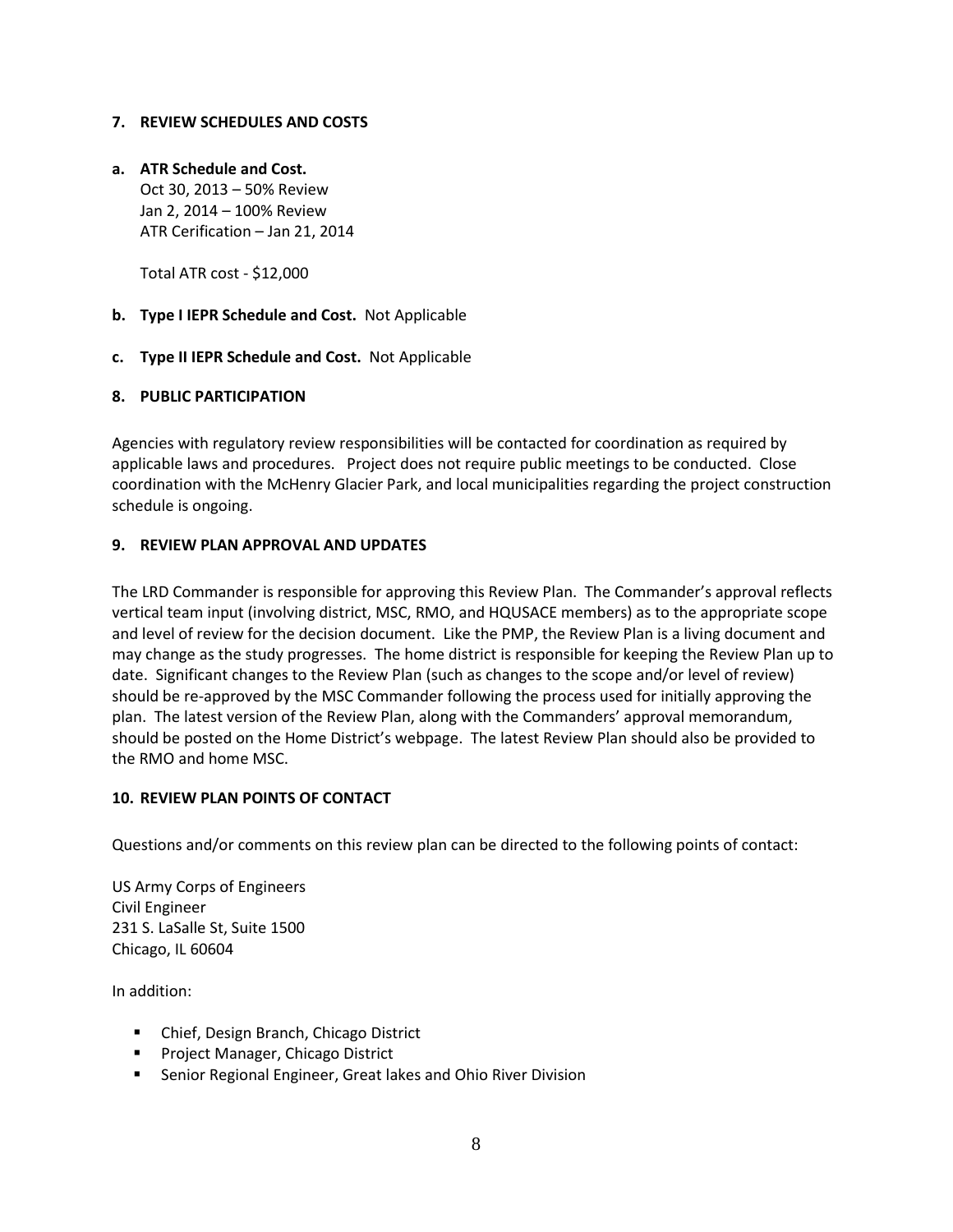## 7. REVIEW SCHEDULES AND COSTS

**a. ATR Schedule and Cost.**

Oct 30, 2013 – 50% Review
Jan 2, 2014 – 100% Review
ATR Cerification – Jan 21, 2014

Total ATR cost - $12,000

**b. Type I IEPR Schedule and Cost.** Not Applicable

**c. Type II IEPR Schedule and Cost.** Not Applicable

## 8. PUBLIC PARTICIPATION

Agencies with regulatory review responsibilities will be contacted for coordination as required by applicable laws and procedures. Project does not require public meetings to be conducted. Close coordination with the McHenry Glacier Park, and local municipalities regarding the project construction schedule is ongoing.

## 9. REVIEW PLAN APPROVAL AND UPDATES

The LRD Commander is responsible for approving this Review Plan. The Commander's approval reflects vertical team input (involving district, MSC, RMO, and HQUSACE members) as to the appropriate scope and level of review for the decision document. Like the PMP, the Review Plan is a living document and may change as the study progresses. The home district is responsible for keeping the Review Plan up to date. Significant changes to the Review Plan (such as changes to the scope and/or level of review) should be re-approved by the MSC Commander following the process used for initially approving the plan. The latest version of the Review Plan, along with the Commanders' approval memorandum, should be posted on the Home District's webpage. The latest Review Plan should also be provided to the RMO and home MSC.

## 10. REVIEW PLAN POINTS OF CONTACT

Questions and/or comments on this review plan can be directed to the following points of contact:

US Army Corps of Engineers
Civil Engineer
231 S. LaSalle St, Suite 1500
Chicago, IL 60604

In addition:

- Chief, Design Branch, Chicago District
- Project Manager, Chicago District
- Senior Regional Engineer, Great lakes and Ohio River Division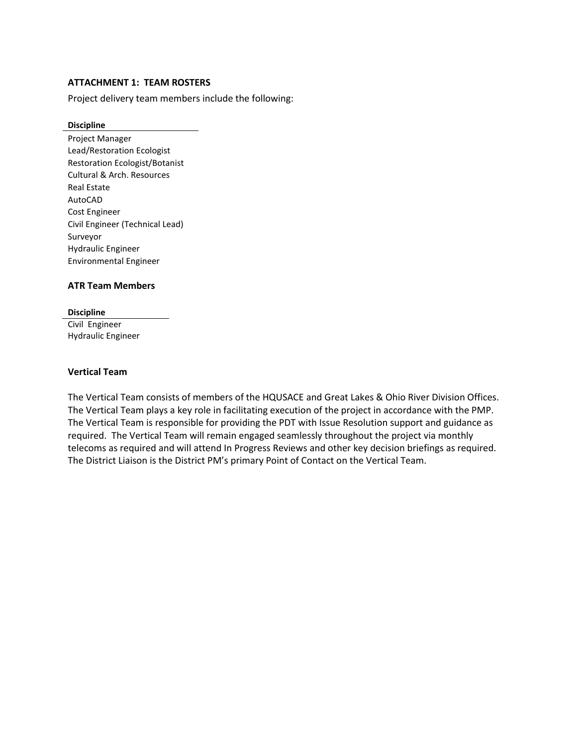**ATTACHMENT 1: TEAM ROSTERS**

Project delivery team members include the following:

| Discipline |
|---|
| Project Manager |
| Lead/Restoration Ecologist |
| Restoration Ecologist/Botanist |
| Cultural & Arch. Resources |
| Real Estate |
| AutoCAD |
| Cost Engineer |
| Civil Engineer (Technical Lead) |
| Surveyor |
| Hydraulic Engineer |
| Environmental Engineer |

**ATR Team Members**

| Discipline |
|---|
| Civil Engineer |
| Hydraulic Engineer |

**Vertical Team**

The Vertical Team consists of members of the HQUSACE and Great Lakes & Ohio River Division Offices. The Vertical Team plays a key role in facilitating execution of the project in accordance with the PMP. The Vertical Team is responsible for providing the PDT with Issue Resolution support and guidance as required. The Vertical Team will remain engaged seamlessly throughout the project via monthly telecoms as required and will attend In Progress Reviews and other key decision briefings as required. The District Liaison is the District PM's primary Point of Contact on the Vertical Team.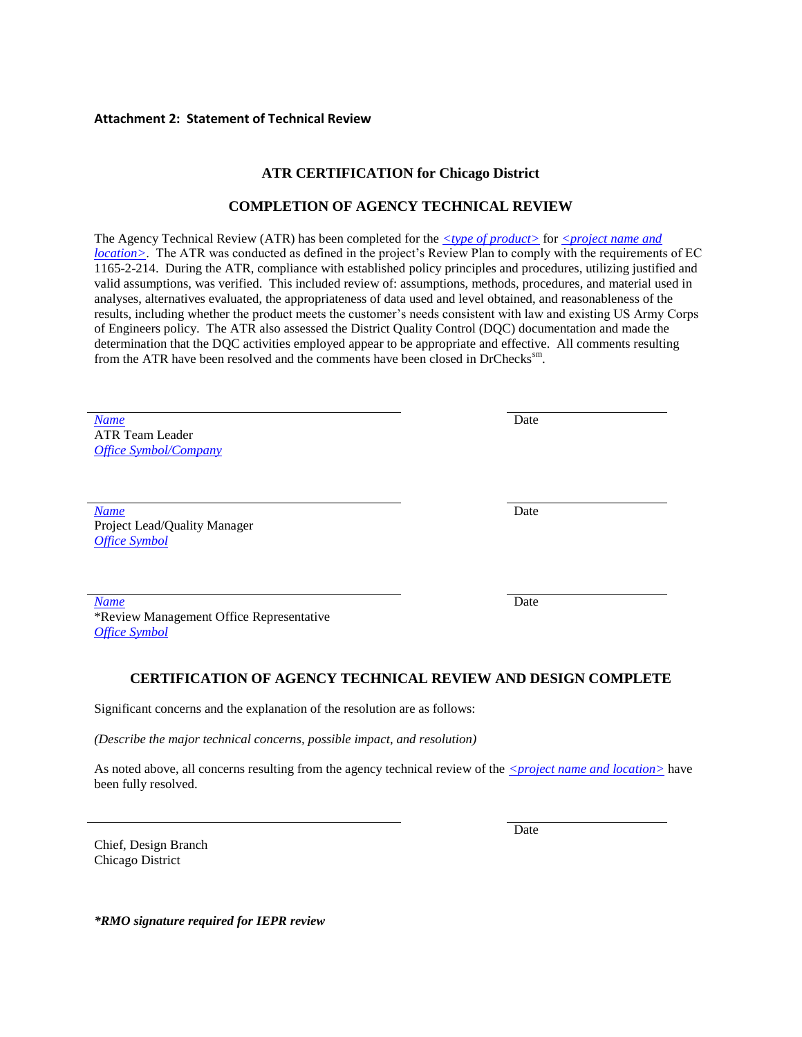**Attachment 2: Statement of Technical Review**

## ATR CERTIFICATION for Chicago District

## COMPLETION OF AGENCY TECHNICAL REVIEW

The Agency Technical Review (ATR) has been completed for the *<type of product>* for *<project name and location>*. The ATR was conducted as defined in the project's Review Plan to comply with the requirements of EC 1165-2-214. During the ATR, compliance with established policy principles and procedures, utilizing justified and valid assumptions, was verified. This included review of: assumptions, methods, procedures, and material used in analyses, alternatives evaluated, the appropriateness of data used and level obtained, and reasonableness of the results, including whether the product meets the customer's needs consistent with law and existing US Army Corps of Engineers policy. The ATR also assessed the District Quality Control (DQC) documentation and made the determination that the DQC activities employed appear to be appropriate and effective. All comments resulting from the ATR have been resolved and the comments have been closed in DrChecks[sm].

______________________________ ______________
*Name* Date
ATR Team Leader
*Office Symbol/Company*

______________________________ ______________
*Name* Date
Project Lead/Quality Manager
*Office Symbol*

______________________________ ______________
*Name* Date
*Review Management Office Representative
*Office Symbol*

## CERTIFICATION OF AGENCY TECHNICAL REVIEW AND DESIGN COMPLETE

Significant concerns and the explanation of the resolution are as follows:

*(Describe the major technical concerns, possible impact, and resolution)*

As noted above, all concerns resulting from the agency technical review of the *<project name and location>* have been fully resolved.

______________________________ ______________
Date

Chief, Design Branch
Chicago District

***RMO signature required for IEPR review***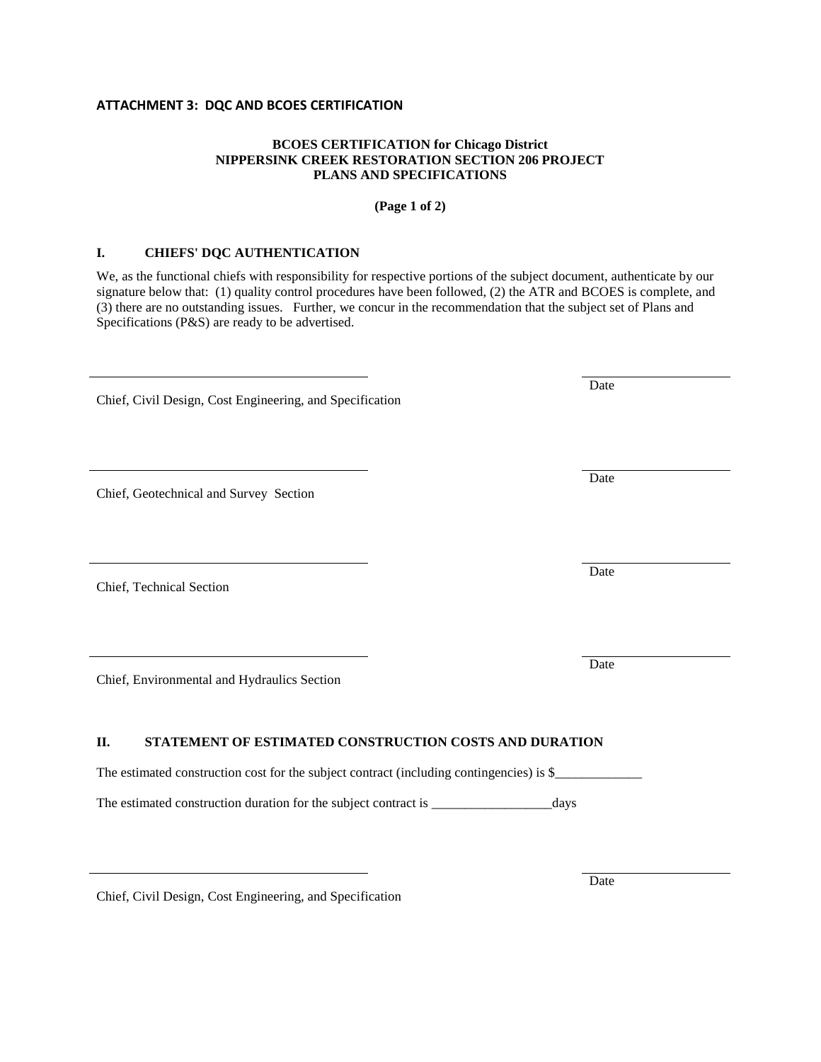## ATTACHMENT 3: DQC AND BCOES CERTIFICATION

**BCOES CERTIFICATION for Chicago District**
**NIPPERSINK CREEK RESTORATION SECTION 206 PROJECT**
**PLANS AND SPECIFICATIONS**

**(Page 1 of 2)**

### I. CHIEFS' DQC AUTHENTICATION

We, as the functional chiefs with responsibility for respective portions of the subject document, authenticate by our signature below that: (1) quality control procedures have been followed, (2) the ATR and BCOES is complete, and (3) there are no outstanding issues. Further, we concur in the recommendation that the subject set of Plans and Specifications (P&S) are ready to be advertised.

\_\_\_\_\_\_\_\_\_\_\_\_\_\_\_\_\_\_\_\_\_\_\_\_\_\_\_\_\_\_\_\_\_\_\_\_\_\_\_\_ \_\_\_\_\_\_\_\_\_\_\_\_\_\_\_\_\_\_\_\_
Chief, Civil Design, Cost Engineering, and Specification Date

\_\_\_\_\_\_\_\_\_\_\_\_\_\_\_\_\_\_\_\_\_\_\_\_\_\_\_\_\_\_\_\_\_\_\_\_\_\_\_\_ \_\_\_\_\_\_\_\_\_\_\_\_\_\_\_\_\_\_\_\_
Chief, Geotechnical and Survey Section Date

\_\_\_\_\_\_\_\_\_\_\_\_\_\_\_\_\_\_\_\_\_\_\_\_\_\_\_\_\_\_\_\_\_\_\_\_\_\_\_\_ \_\_\_\_\_\_\_\_\_\_\_\_\_\_\_\_\_\_\_\_
Chief, Technical Section Date

\_\_\_\_\_\_\_\_\_\_\_\_\_\_\_\_\_\_\_\_\_\_\_\_\_\_\_\_\_\_\_\_\_\_\_\_\_\_\_\_ \_\_\_\_\_\_\_\_\_\_\_\_\_\_\_\_\_\_\_\_
Chief, Environmental and Hydraulics Section Date

### II. STATEMENT OF ESTIMATED CONSTRUCTION COSTS AND DURATION

The estimated construction cost for the subject contract (including contingencies) is $\_\_\_\_\_\_\_\_\_\_\_\_\_

The estimated construction duration for the subject contract is \_\_\_\_\_\_\_\_\_\_\_\_\_\_\_\_\_\_days

\_\_\_\_\_\_\_\_\_\_\_\_\_\_\_\_\_\_\_\_\_\_\_\_\_\_\_\_\_\_\_\_\_\_\_\_\_\_\_\_ \_\_\_\_\_\_\_\_\_\_\_\_\_\_\_\_\_\_\_\_
Chief, Civil Design, Cost Engineering, and Specification Date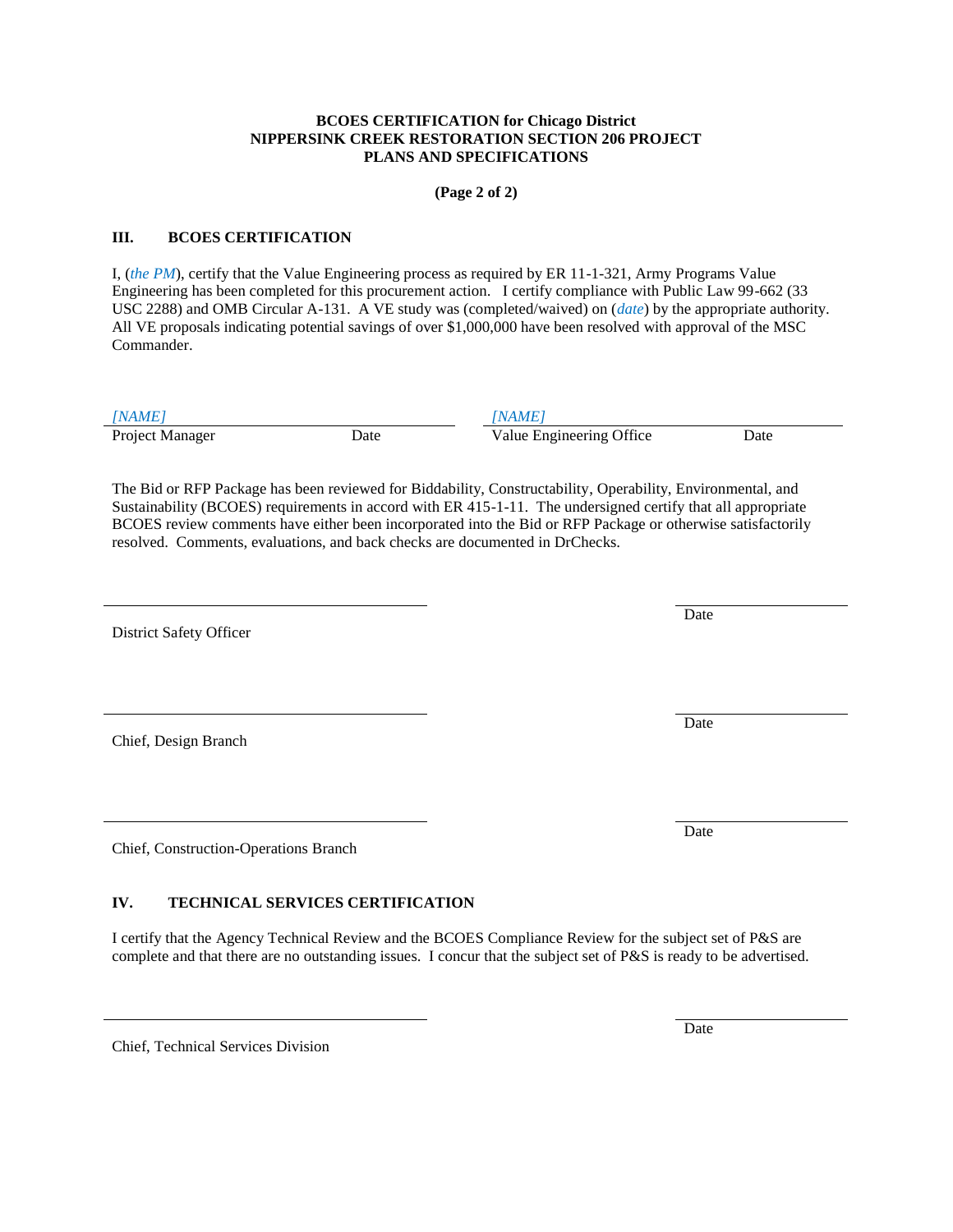**BCOES CERTIFICATION for Chicago District**
**NIPPERSINK CREEK RESTORATION SECTION 206 PROJECT**
**PLANS AND SPECIFICATIONS**

**(Page 2 of 2)**

## III. BCOES CERTIFICATION

I, (*the PM*), certify that the Value Engineering process as required by ER 11-1-321, Army Programs Value Engineering has been completed for this procurement action. I certify compliance with Public Law 99-662 (33 USC 2288) and OMB Circular A-131. A VE study was (completed/waived) on (*date*) by the appropriate authority. All VE proposals indicating potential savings of over $1,000,000 have been resolved with approval of the MSC Commander.

| *[NAME]* | | *[NAME]* | |
|---|---|---|---|
| Project Manager | Date | Value Engineering Office | Date |

The Bid or RFP Package has been reviewed for Biddability, Constructability, Operability, Environmental, and Sustainability (BCOES) requirements in accord with ER 415-1-11. The undersigned certify that all appropriate BCOES review comments have either been incorporated into the Bid or RFP Package or otherwise satisfactorily resolved. Comments, evaluations, and back checks are documented in DrChecks.

\_\_\_\_\_\_\_\_\_\_\_\_\_\_\_\_\_\_\_\_\_\_\_\_\_\_\_\_\_\_\_\_ \_\_\_\_\_\_\_\_\_\_\_\_\_\_\_\_
District Safety Officer Date

\_\_\_\_\_\_\_\_\_\_\_\_\_\_\_\_\_\_\_\_\_\_\_\_\_\_\_\_\_\_\_\_ \_\_\_\_\_\_\_\_\_\_\_\_\_\_\_\_
Chief, Design Branch Date

\_\_\_\_\_\_\_\_\_\_\_\_\_\_\_\_\_\_\_\_\_\_\_\_\_\_\_\_\_\_\_\_ \_\_\_\_\_\_\_\_\_\_\_\_\_\_\_\_
Chief, Construction-Operations Branch Date

## IV. TECHNICAL SERVICES CERTIFICATION

I certify that the Agency Technical Review and the BCOES Compliance Review for the subject set of P&S are complete and that there are no outstanding issues. I concur that the subject set of P&S is ready to be advertised.

\_\_\_\_\_\_\_\_\_\_\_\_\_\_\_\_\_\_\_\_\_\_\_\_\_\_\_\_\_\_\_\_ \_\_\_\_\_\_\_\_\_\_\_\_\_\_\_\_
Chief, Technical Services Division Date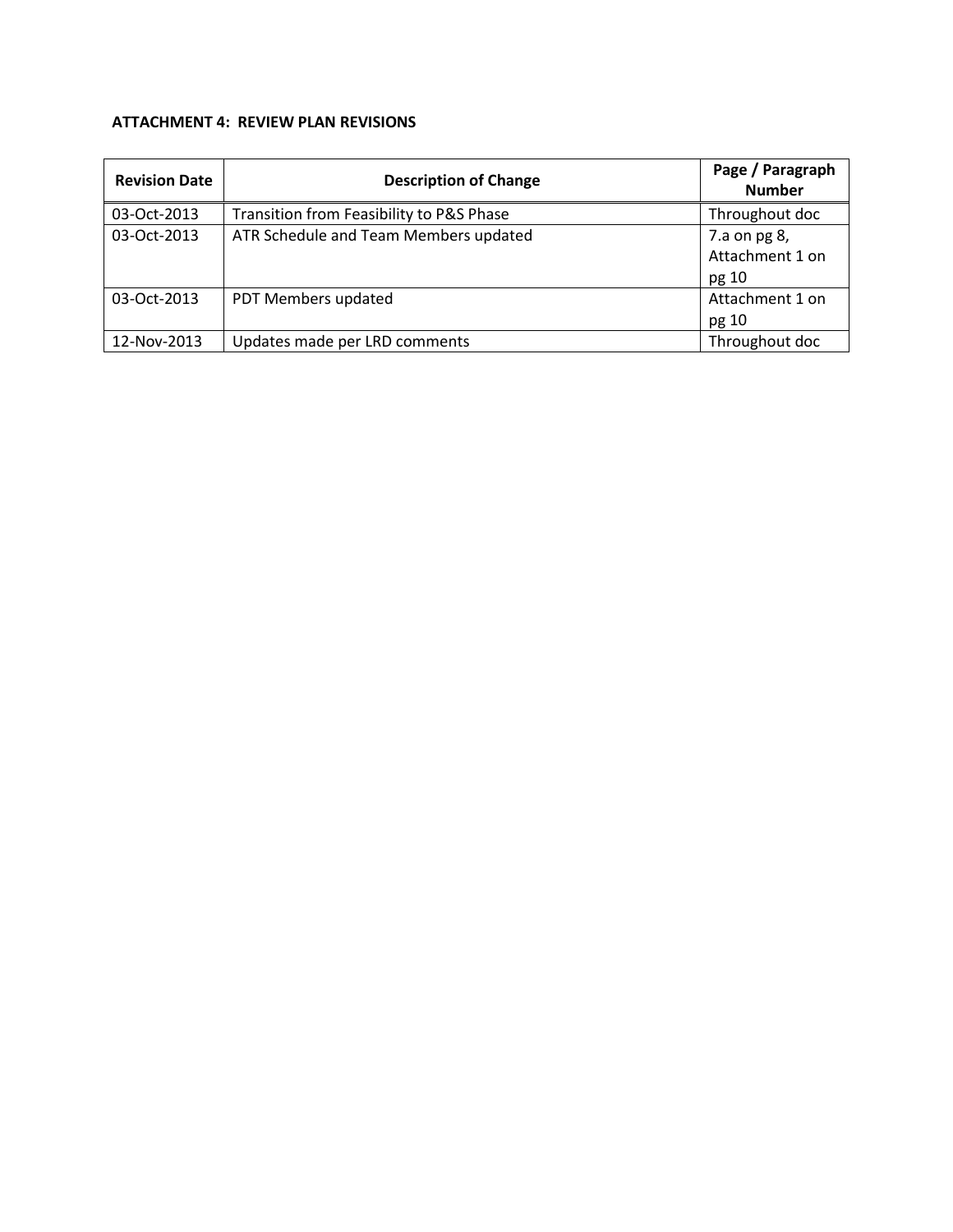**ATTACHMENT 4: REVIEW PLAN REVISIONS**

| Revision Date | Description of Change | Page / Paragraph Number |
|---|---|---|
| 03-Oct-2013 | Transition from Feasibility to P&S Phase | Throughout doc |
| 03-Oct-2013 | ATR Schedule and Team Members updated | 7.a on pg 8, Attachment 1 on pg 10 |
| 03-Oct-2013 | PDT Members updated | Attachment 1 on pg 10 |
| 12-Nov-2013 | Updates made per LRD comments | Throughout doc |